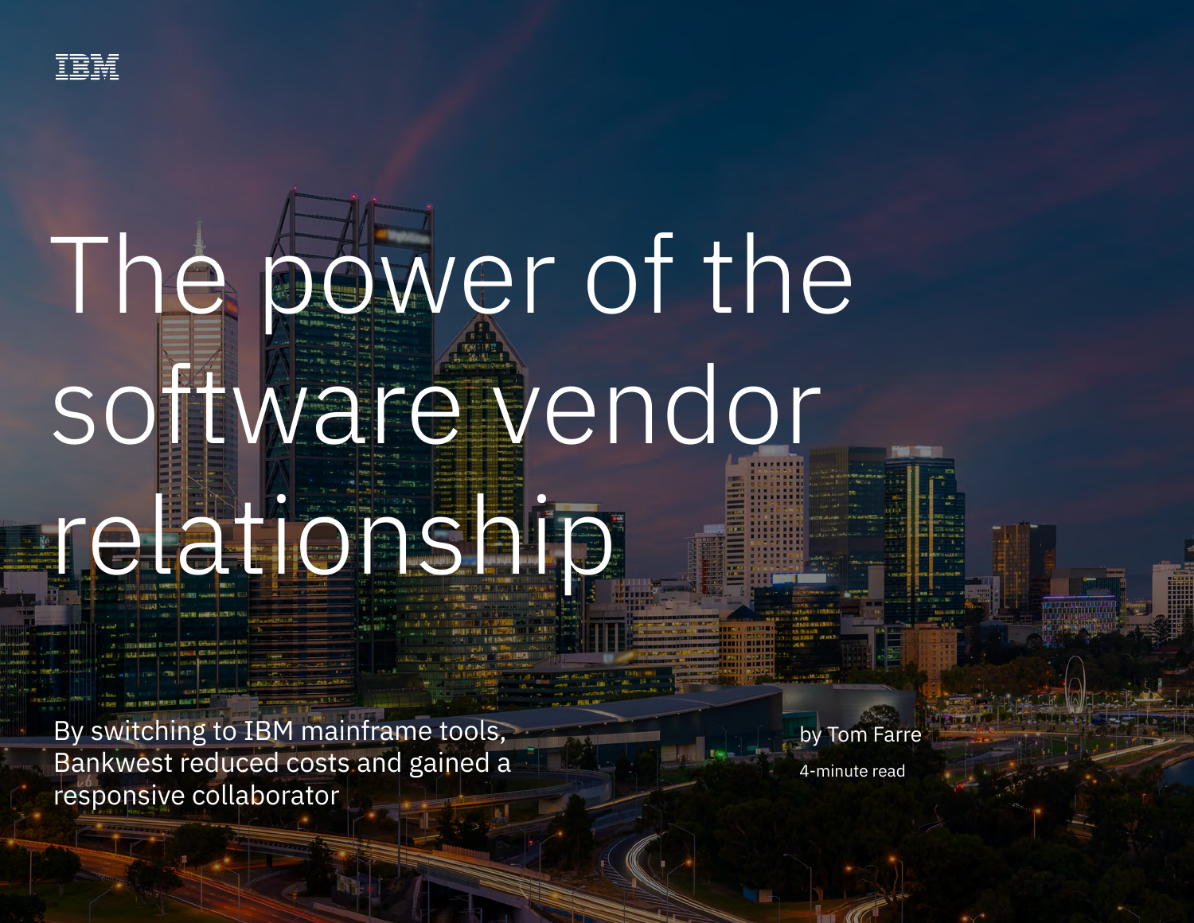IBM

# The power of the software vendor relationship

By switching to IBM mainframe tools, Bankwest reduced costs and gained a responsive collaborator

by Tom Farre

4-minute read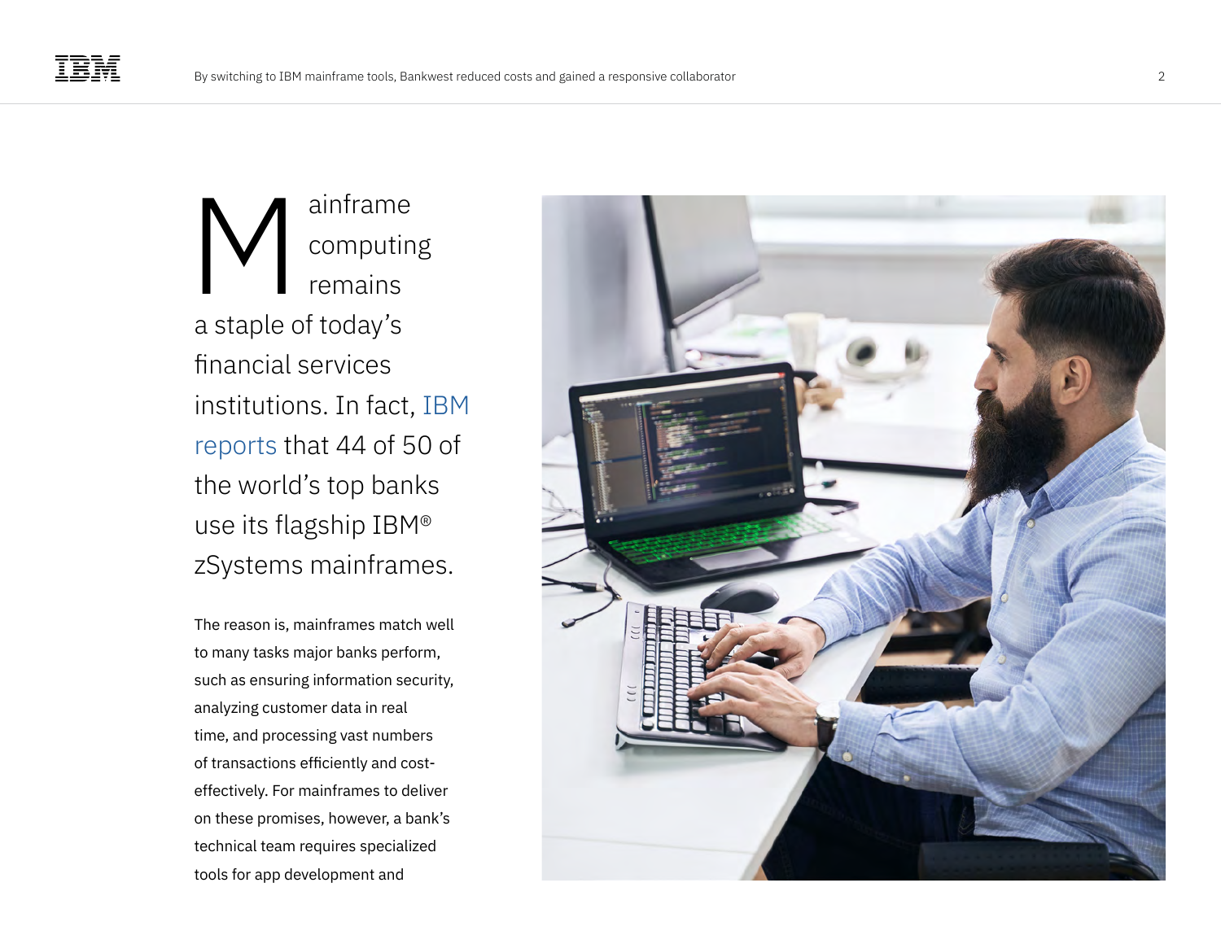Mainframe computing remains a staple of today's financial services institutions. In fact, IBM reports that 44 of 50 of the world's top banks use its flagship IBM® zSystems mainframes.

The reason is, mainframes match well to many tasks major banks perform, such as ensuring information security, analyzing customer data in real time, and processing vast numbers of transactions efficiently and cost-effectively. For mainframes to deliver on these promises, however, a bank's technical team requires specialized tools for app development and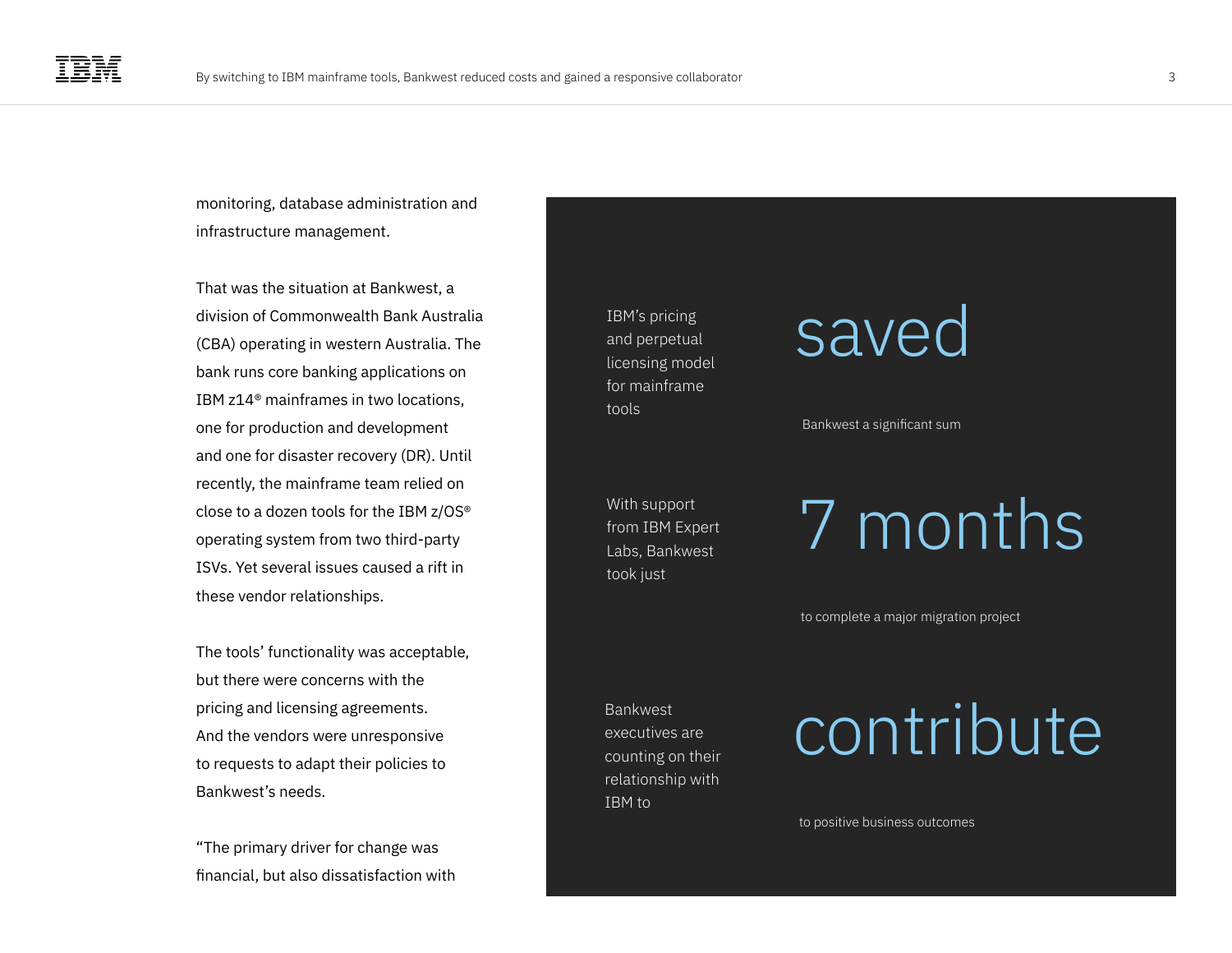monitoring, database administration and infrastructure management.

That was the situation at Bankwest, a division of Commonwealth Bank Australia (CBA) operating in western Australia. The bank runs core banking applications on IBM z14® mainframes in two locations, one for production and development and one for disaster recovery (DR). Until recently, the mainframe team relied on close to a dozen tools for the IBM z/OS® operating system from two third-party ISVs. Yet several issues caused a rift in these vendor relationships.

The tools' functionality was acceptable, but there were concerns with the pricing and licensing agreements. And the vendors were unresponsive to requests to adapt their policies to Bankwest's needs.

"The primary driver for change was financial, but also dissatisfaction with

IBM's pricing and perpetual licensing model for mainframe tools

## saved

Bankwest a significant sum

With support from IBM Expert Labs, Bankwest took just

## 7 months

to complete a major migration project

Bankwest executives are counting on their relationship with IBM to

## contribute

to positive business outcomes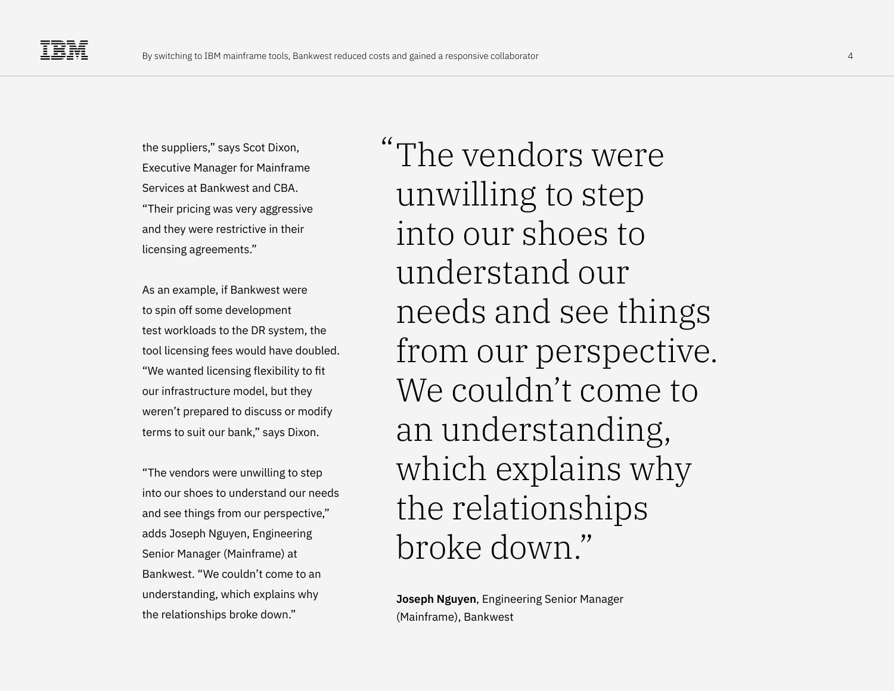the suppliers," says Scot Dixon, Executive Manager for Mainframe Services at Bankwest and CBA. "Their pricing was very aggressive and they were restrictive in their licensing agreements."

As an example, if Bankwest were to spin off some development test workloads to the DR system, the tool licensing fees would have doubled. "We wanted licensing flexibility to fit our infrastructure model, but they weren't prepared to discuss or modify terms to suit our bank," says Dixon.

"The vendors were unwilling to step into our shoes to understand our needs and see things from our perspective," adds Joseph Nguyen, Engineering Senior Manager (Mainframe) at Bankwest. "We couldn't come to an understanding, which explains why the relationships broke down."

> "The vendors were unwilling to step into our shoes to understand our needs and see things from our perspective. We couldn't come to an understanding, which explains why the relationships broke down."
>
> **Joseph Nguyen**, Engineering Senior Manager (Mainframe), Bankwest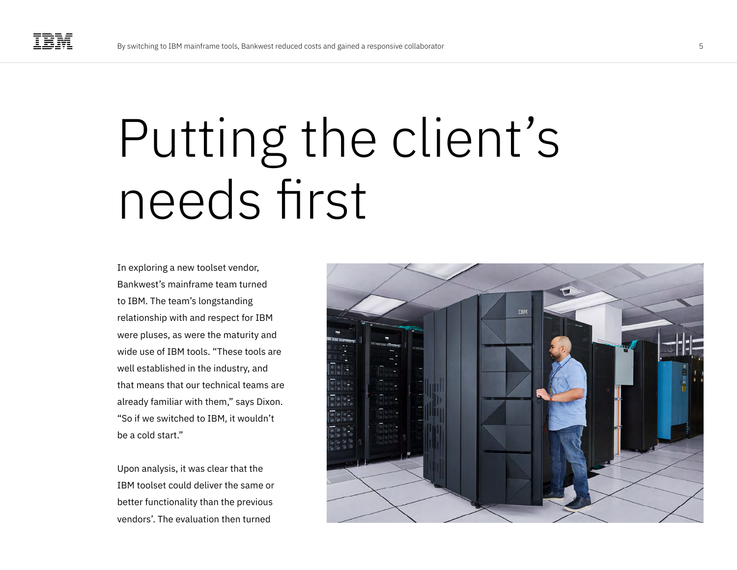# Putting the client's needs first

In exploring a new toolset vendor, Bankwest's mainframe team turned to IBM. The team's longstanding relationship with and respect for IBM were pluses, as were the maturity and wide use of IBM tools. "These tools are well established in the industry, and that means that our technical teams are already familiar with them," says Dixon. "So if we switched to IBM, it wouldn't be a cold start."

Upon analysis, it was clear that the IBM toolset could deliver the same or better functionality than the previous vendors'. The evaluation then turned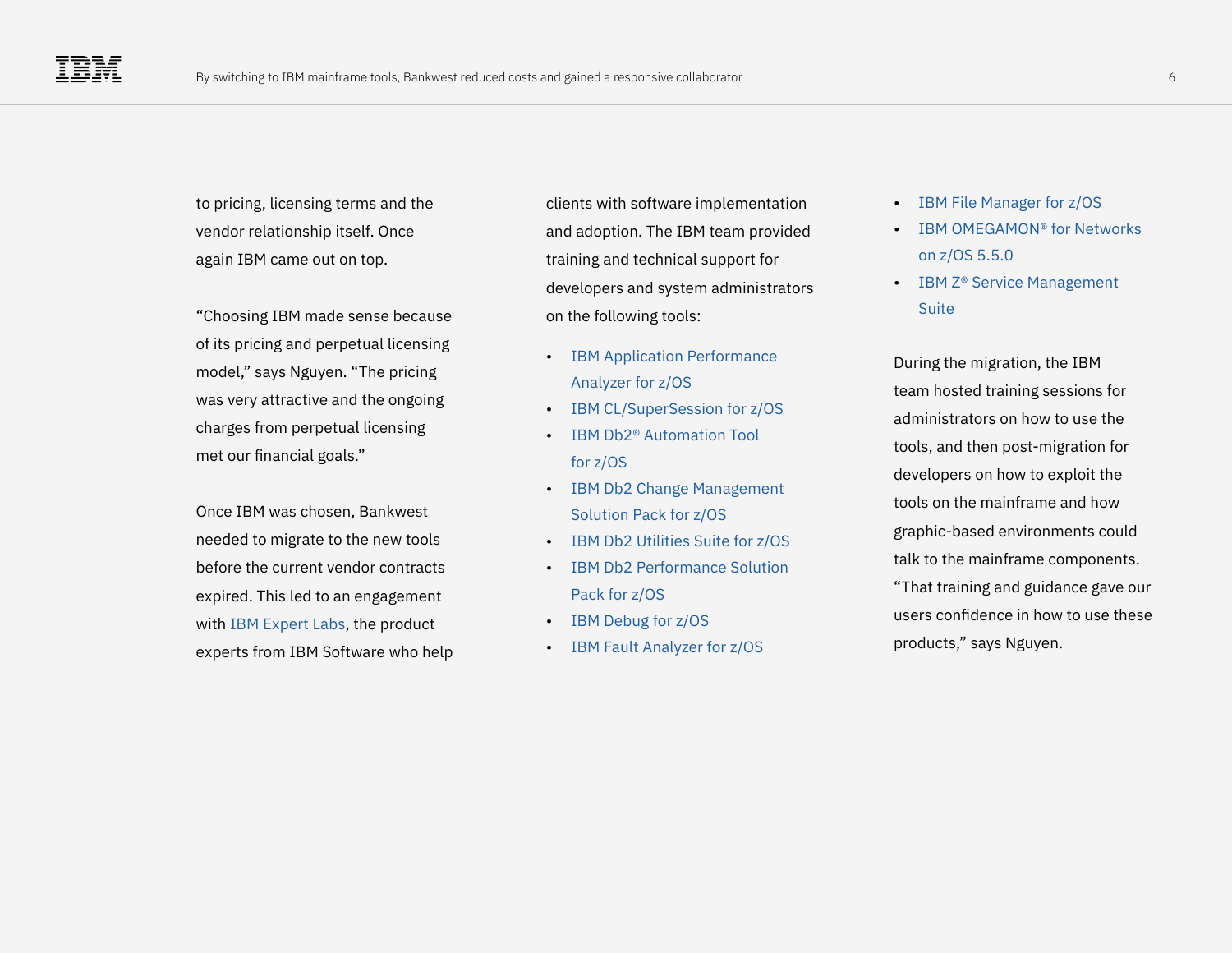to pricing, licensing terms and the vendor relationship itself. Once again IBM came out on top.

"Choosing IBM made sense because of its pricing and perpetual licensing model," says Nguyen. "The pricing was very attractive and the ongoing charges from perpetual licensing met our financial goals."

Once IBM was chosen, Bankwest needed to migrate to the new tools before the current vendor contracts expired. This led to an engagement with IBM Expert Labs, the product experts from IBM Software who help clients with software implementation and adoption. The IBM team provided training and technical support for developers and system administrators on the following tools:

- IBM Application Performance Analyzer for z/OS
- IBM CL/SuperSession for z/OS
- IBM Db2® Automation Tool for z/OS
- IBM Db2 Change Management Solution Pack for z/OS
- IBM Db2 Utilities Suite for z/OS
- IBM Db2 Performance Solution Pack for z/OS
- IBM Debug for z/OS
- IBM Fault Analyzer for z/OS
- IBM File Manager for z/OS
- IBM OMEGAMON® for Networks on z/OS 5.5.0
- IBM Z® Service Management Suite

During the migration, the IBM team hosted training sessions for administrators on how to use the tools, and then post-migration for developers on how to exploit the tools on the mainframe and how graphic-based environments could talk to the mainframe components. "That training and guidance gave our users confidence in how to use these products," says Nguyen.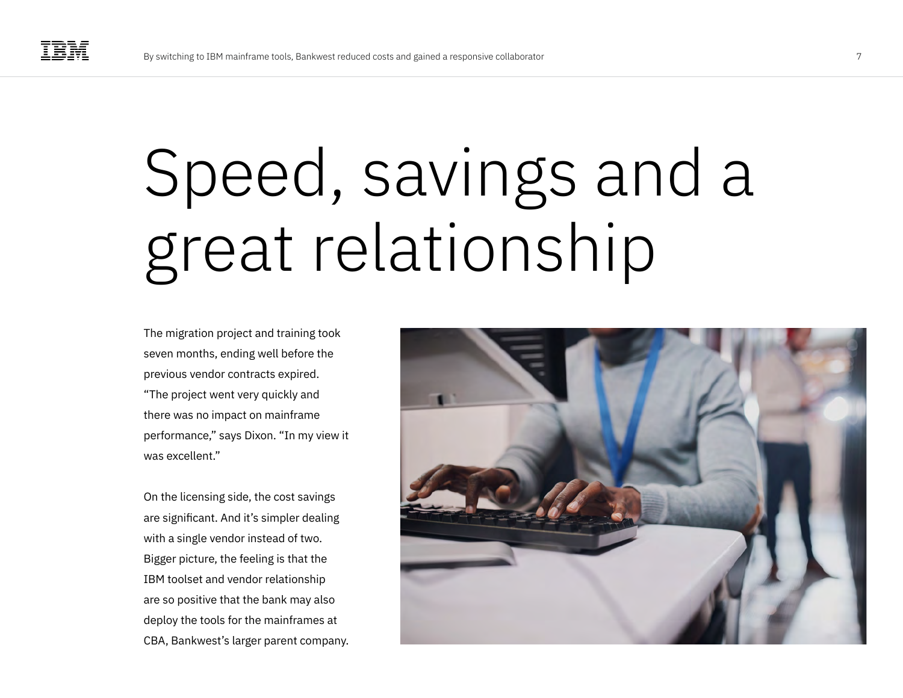# Speed, savings and a great relationship

The migration project and training took seven months, ending well before the previous vendor contracts expired. "The project went very quickly and there was no impact on mainframe performance," says Dixon. "In my view it was excellent."

On the licensing side, the cost savings are significant. And it's simpler dealing with a single vendor instead of two. Bigger picture, the feeling is that the IBM toolset and vendor relationship are so positive that the bank may also deploy the tools for the mainframes at CBA, Bankwest's larger parent company.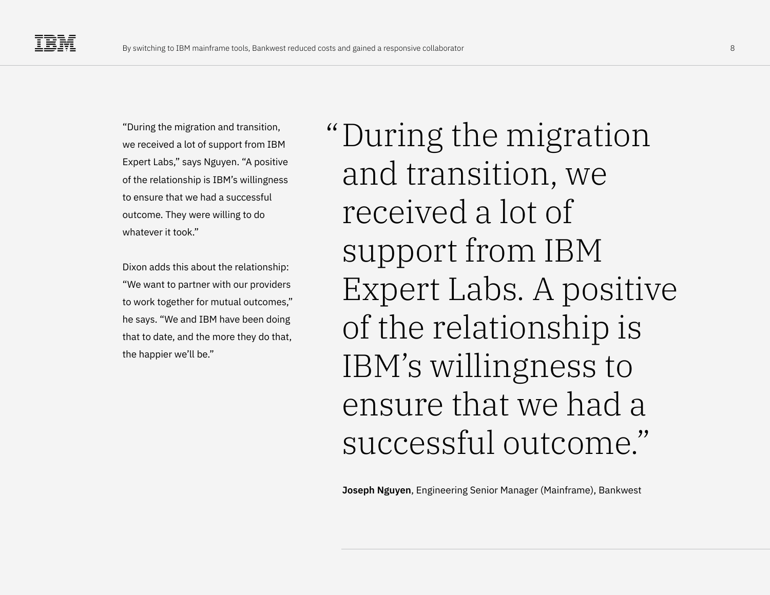"During the migration and transition, we received a lot of support from IBM Expert Labs," says Nguyen. "A positive of the relationship is IBM's willingness to ensure that we had a successful outcome. They were willing to do whatever it took."

Dixon adds this about the relationship: "We want to partner with our providers to work together for mutual outcomes," he says. "We and IBM have been doing that to date, and the more they do that, the happier we'll be."

> "During the migration and transition, we received a lot of support from IBM Expert Labs. A positive of the relationship is IBM's willingness to ensure that we had a successful outcome."
>
> **Joseph Nguyen**, Engineering Senior Manager (Mainframe), Bankwest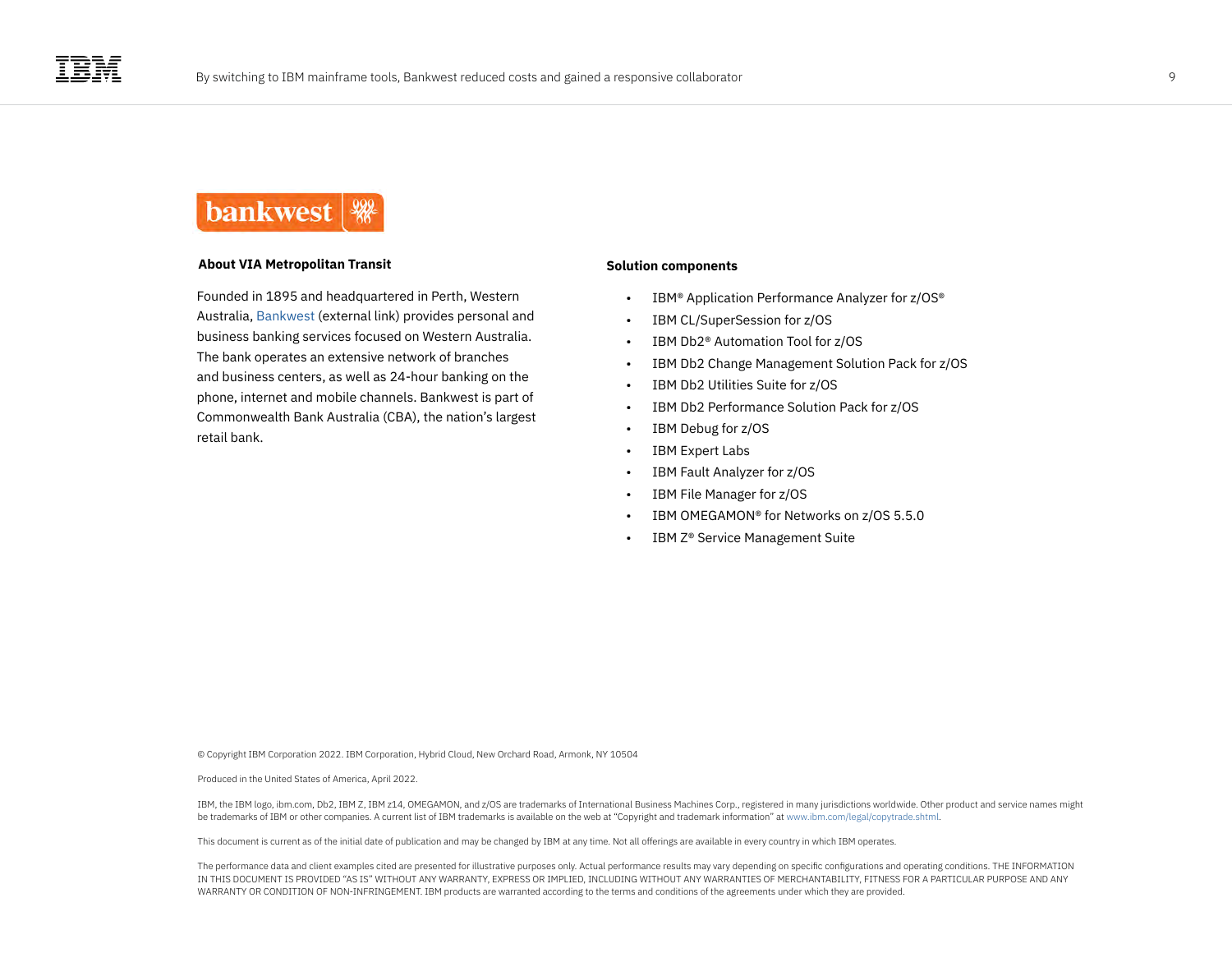bankwest

**About VIA Metropolitan Transit**

Founded in 1895 and headquartered in Perth, Western Australia, Bankwest (external link) provides personal and business banking services focused on Western Australia. The bank operates an extensive network of branches and business centers, as well as 24-hour banking on the phone, internet and mobile channels. Bankwest is part of Commonwealth Bank Australia (CBA), the nation's largest retail bank.

**Solution components**

- IBM® Application Performance Analyzer for z/OS®
- IBM CL/SuperSession for z/OS
- IBM Db2® Automation Tool for z/OS
- IBM Db2 Change Management Solution Pack for z/OS
- IBM Db2 Utilities Suite for z/OS
- IBM Db2 Performance Solution Pack for z/OS
- IBM Debug for z/OS
- IBM Expert Labs
- IBM Fault Analyzer for z/OS
- IBM File Manager for z/OS
- IBM OMEGAMON® for Networks on z/OS 5.5.0
- IBM Z® Service Management Suite

© Copyright IBM Corporation 2022. IBM Corporation, Hybrid Cloud, New Orchard Road, Armonk, NY 10504

Produced in the United States of America, April 2022.

IBM, the IBM logo, ibm.com, Db2, IBM Z, IBM z14, OMEGAMON, and z/OS are trademarks of International Business Machines Corp., registered in many jurisdictions worldwide. Other product and service names might be trademarks of IBM or other companies. A current list of IBM trademarks is available on the web at "Copyright and trademark information" at www.ibm.com/legal/copytrade.shtml.

This document is current as of the initial date of publication and may be changed by IBM at any time. Not all offerings are available in every country in which IBM operates.

The performance data and client examples cited are presented for illustrative purposes only. Actual performance results may vary depending on specific configurations and operating conditions. THE INFORMATION IN THIS DOCUMENT IS PROVIDED "AS IS" WITHOUT ANY WARRANTY, EXPRESS OR IMPLIED, INCLUDING WITHOUT ANY WARRANTIES OF MERCHANTABILITY, FITNESS FOR A PARTICULAR PURPOSE AND ANY WARRANTY OR CONDITION OF NON-INFRINGEMENT. IBM products are warranted according to the terms and conditions of the agreements under which they are provided.